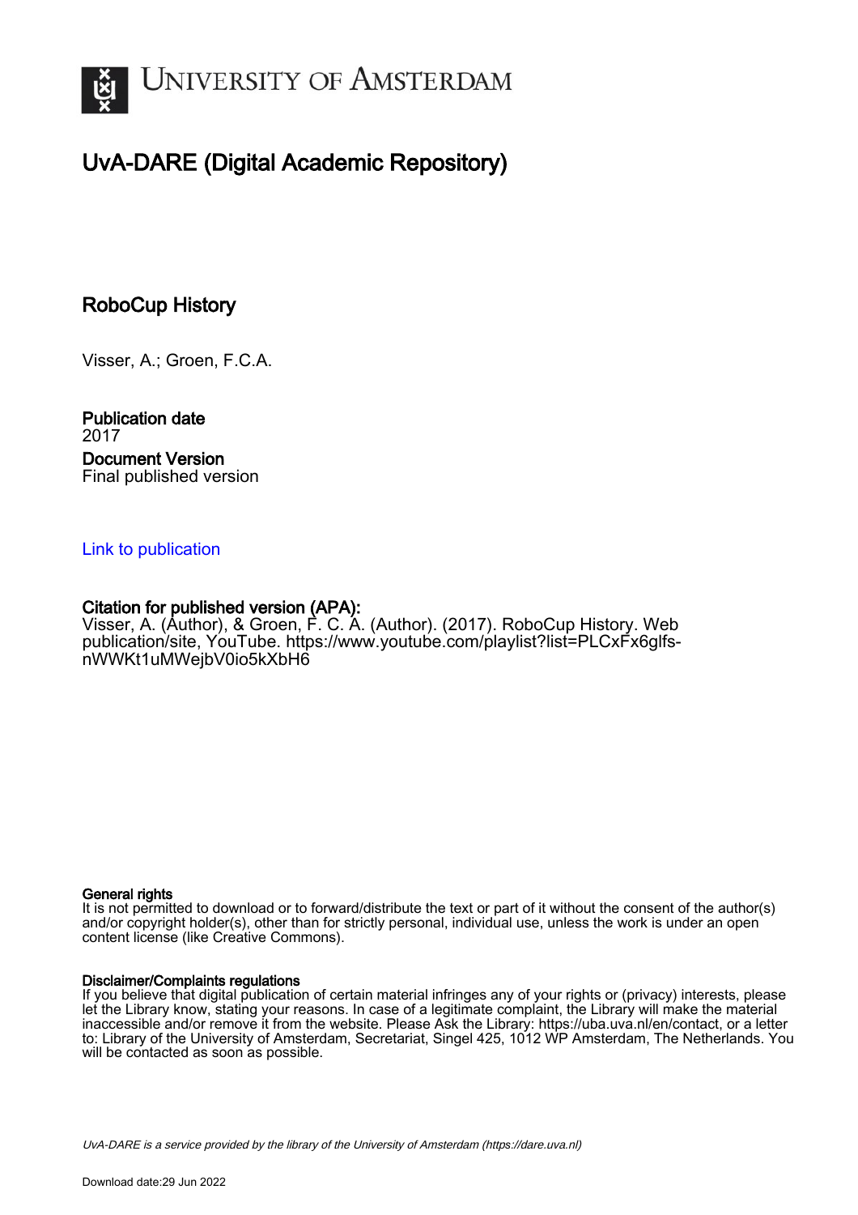# University of Amsterdam

## UvA-DARE (Digital Academic Repository)

### RoboCup History

Visser, A.; Groen, F.C.A.

**Publication date**
2017

**Document Version**
Final published version

Link to publication

**Citation for published version (APA):**
Visser, A. (Author), & Groen, F. C. A. (Author). (2017). RoboCup History. Web publication/site, YouTube. https://www.youtube.com/playlist?list=PLCxFx6glfs-nWWKt1uMWejbV0io5kXbH6

**General rights**
It is not permitted to download or to forward/distribute the text or part of it without the consent of the author(s) and/or copyright holder(s), other than for strictly personal, individual use, unless the work is under an open content license (like Creative Commons).

**Disclaimer/Complaints regulations**
If you believe that digital publication of certain material infringes any of your rights or (privacy) interests, please let the Library know, stating your reasons. In case of a legitimate complaint, the Library will make the material inaccessible and/or remove it from the website. Please Ask the Library: https://uba.uva.nl/en/contact, or a letter to: Library of the University of Amsterdam, Secretariat, Singel 425, 1012 WP Amsterdam, The Netherlands. You will be contacted as soon as possible.

*UvA-DARE is a service provided by the library of the University of Amsterdam (https://dare.uva.nl)*

Download date:29 Jun 2022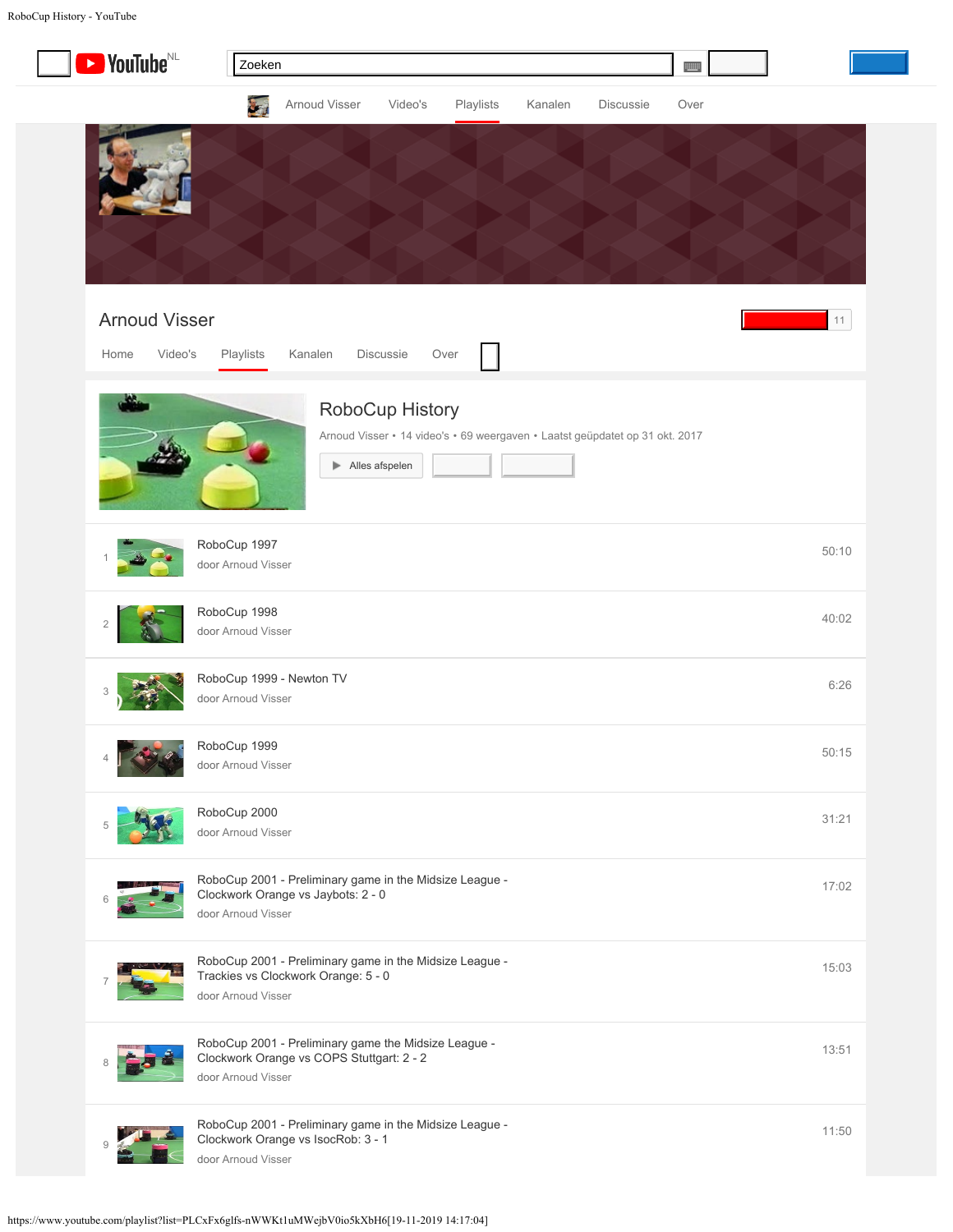RoboCup History - YouTube

Zoeken

Arnoud Visser | Video's | Playlists | Kanalen | Discussie | Over

Arnoud Visser

11

Home | Video's | Playlists | Kanalen | Discussie | Over

# RoboCup History

Arnoud Visser • 14 video's • 69 weergaven • Laatst geüpdatet op 31 okt. 2017

Alles afspelen

| # | Titel | Duur |
|---|---|---|
| 1 | RoboCup 1997<br>door Arnoud Visser | 50:10 |
| 2 | RoboCup 1998<br>door Arnoud Visser | 40:02 |
| 3 | RoboCup 1999 - Newton TV<br>door Arnoud Visser | 6:26 |
| 4 | RoboCup 1999<br>door Arnoud Visser | 50:15 |
| 5 | RoboCup 2000<br>door Arnoud Visser | 31:21 |
| 6 | RoboCup 2001 - Preliminary game in the Midsize League - Clockwork Orange vs Jaybots: 2 - 0<br>door Arnoud Visser | 17:02 |
| 7 | RoboCup 2001 - Preliminary game in the Midsize League - Trackies vs Clockwork Orange: 5 - 0<br>door Arnoud Visser | 15:03 |
| 8 | RoboCup 2001 - Preliminary game the Midsize League - Clockwork Orange vs COPS Stuttgart: 2 - 2<br>door Arnoud Visser | 13:51 |
| 9 | RoboCup 2001 - Preliminary game in the Midsize League - Clockwork Orange vs IsocRob: 3 - 1<br>door Arnoud Visser | 11:50 |

https://www.youtube.com/playlist?list=PLCxFx6glfs-nWWKt1uMWejbV0io5kXbH6[19-11-2019 14:17:04]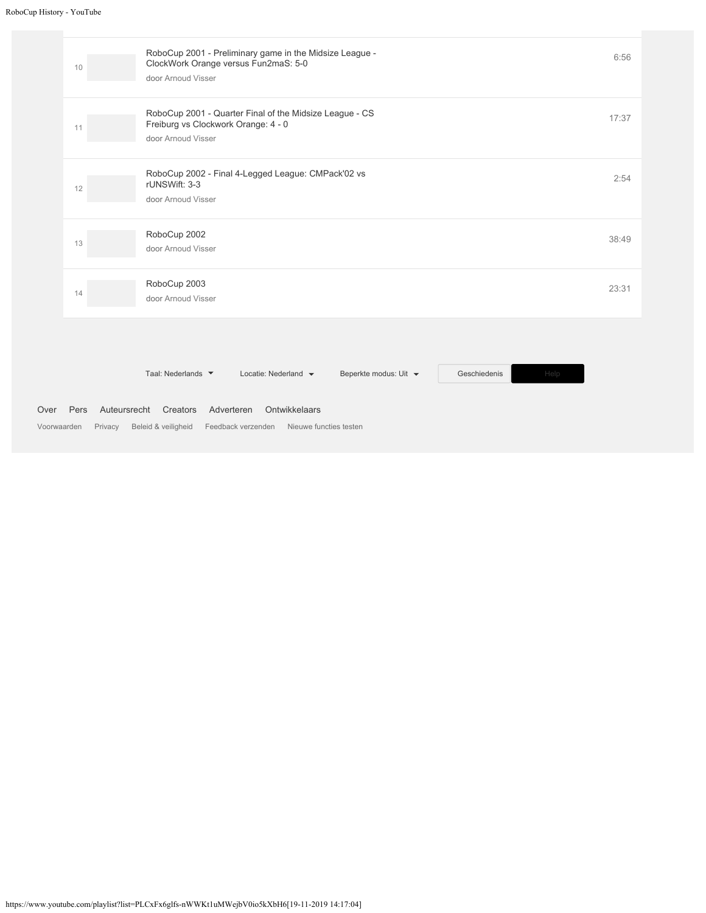| | | | |
|---|---|---|---|
| 10 | RoboCup 2001 - Preliminary game in the Midsize League - ClockWork Orange versus Fun2maS: 5-0 | door Arnoud Visser | 6:56 |
| 11 | RoboCup 2001 - Quarter Final of the Midsize League - CS Freiburg vs Clockwork Orange: 4 - 0 | door Arnoud Visser | 17:37 |
| 12 | RoboCup 2002 - Final 4-Legged League: CMPack'02 vs rUNSWift: 3-3 | door Arnoud Visser | 2:54 |
| 13 | RoboCup 2002 | door Arnoud Visser | 38:49 |
| 14 | RoboCup 2003 | door Arnoud Visser | 23:31 |

Taal: Nederlands  Locatie: Nederland  Beperkte modus: Uit  Geschiedenis  Help

Over  Pers  Auteursrecht  Creators  Adverteren  Ontwikkelaars

Voorwaarden  Privacy  Beleid & veiligheid  Feedback verzenden  Nieuwe functies testen